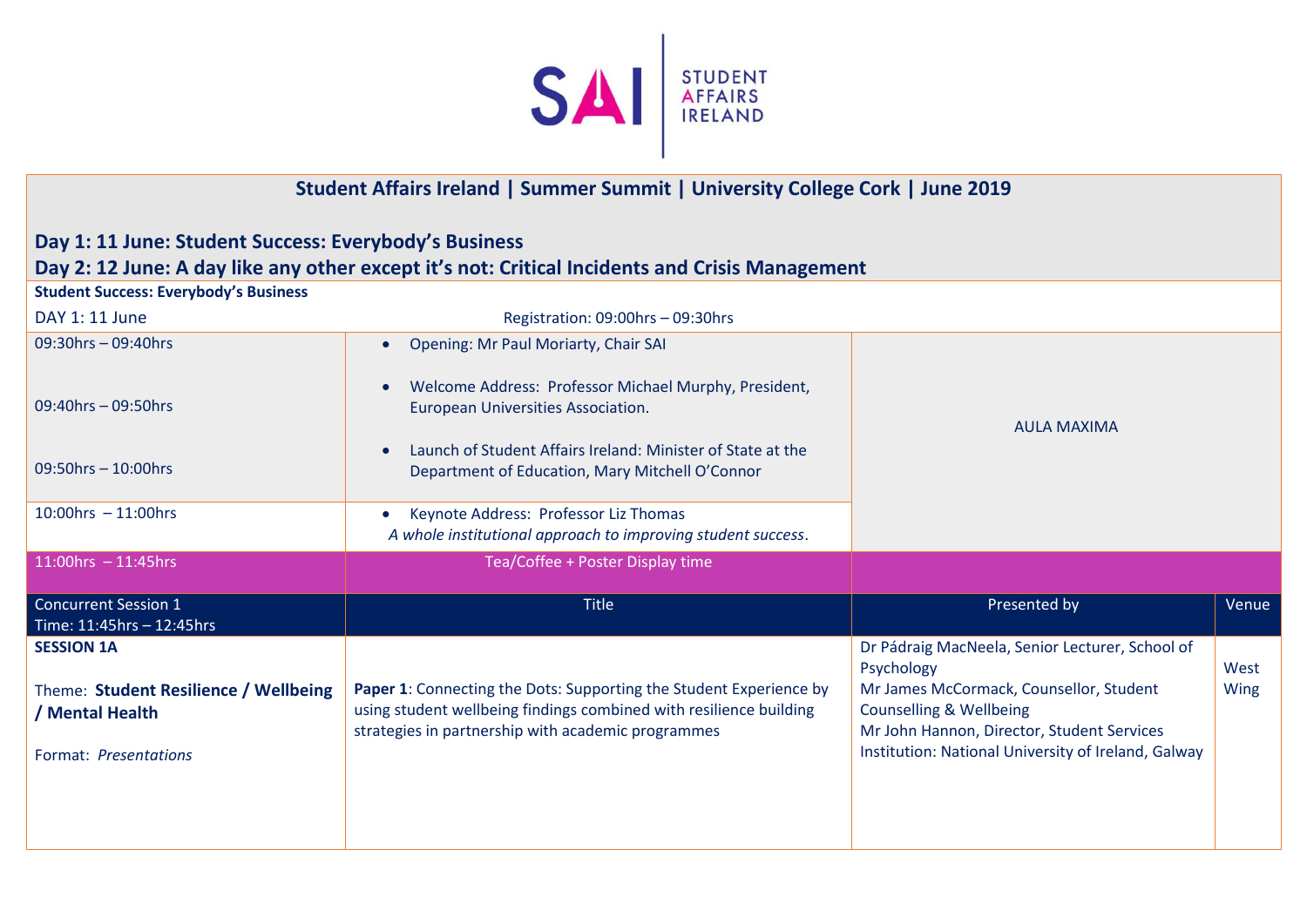SAI | STUDENT AFFAIRS IRELAND

## Student Affairs Ireland | Summer Summit | University College Cork | June 2019

### Day 1: 11 June: Student Success: Everybody's Business
### Day 2: 12 June: A day like any other except it's not: Critical Incidents and Crisis Management

**Student Success: Everybody's Business**

| DAY 1: 11 June | Registration: 09:00hrs – 09:30hrs | | |
|---|---|---|---|
| 09:30hrs – 09:40hrs | • Opening: Mr Paul Moriarty, Chair SAI | AULA MAXIMA | |
| 09:40hrs – 09:50hrs | • Welcome Address: Professor Michael Murphy, President, European Universities Association. | | |
| 09:50hrs – 10:00hrs | • Launch of Student Affairs Ireland: Minister of State at the Department of Education, Mary Mitchell O'Connor | | |
| 10:00hrs – 11:00hrs | • Keynote Address: Professor Liz Thomas *A whole institutional approach to improving student success*. | | |
| 11:00hrs – 11:45hrs | Tea/Coffee + Poster Display time | | |
| Concurrent Session 1 Time: 11:45hrs – 12:45hrs | Title | Presented by | Venue |
| **SESSION 1A** Theme: **Student Resilience / Wellbeing / Mental Health** Format: *Presentations* | **Paper 1**: Connecting the Dots: Supporting the Student Experience by using student wellbeing findings combined with resilience building strategies in partnership with academic programmes | Dr Pádraig MacNeela, Senior Lecturer, School of Psychology; Mr James McCormack, Counsellor, Student Counselling & Wellbeing; Mr John Hannon, Director, Student Services; Institution: National University of Ireland, Galway | West Wing |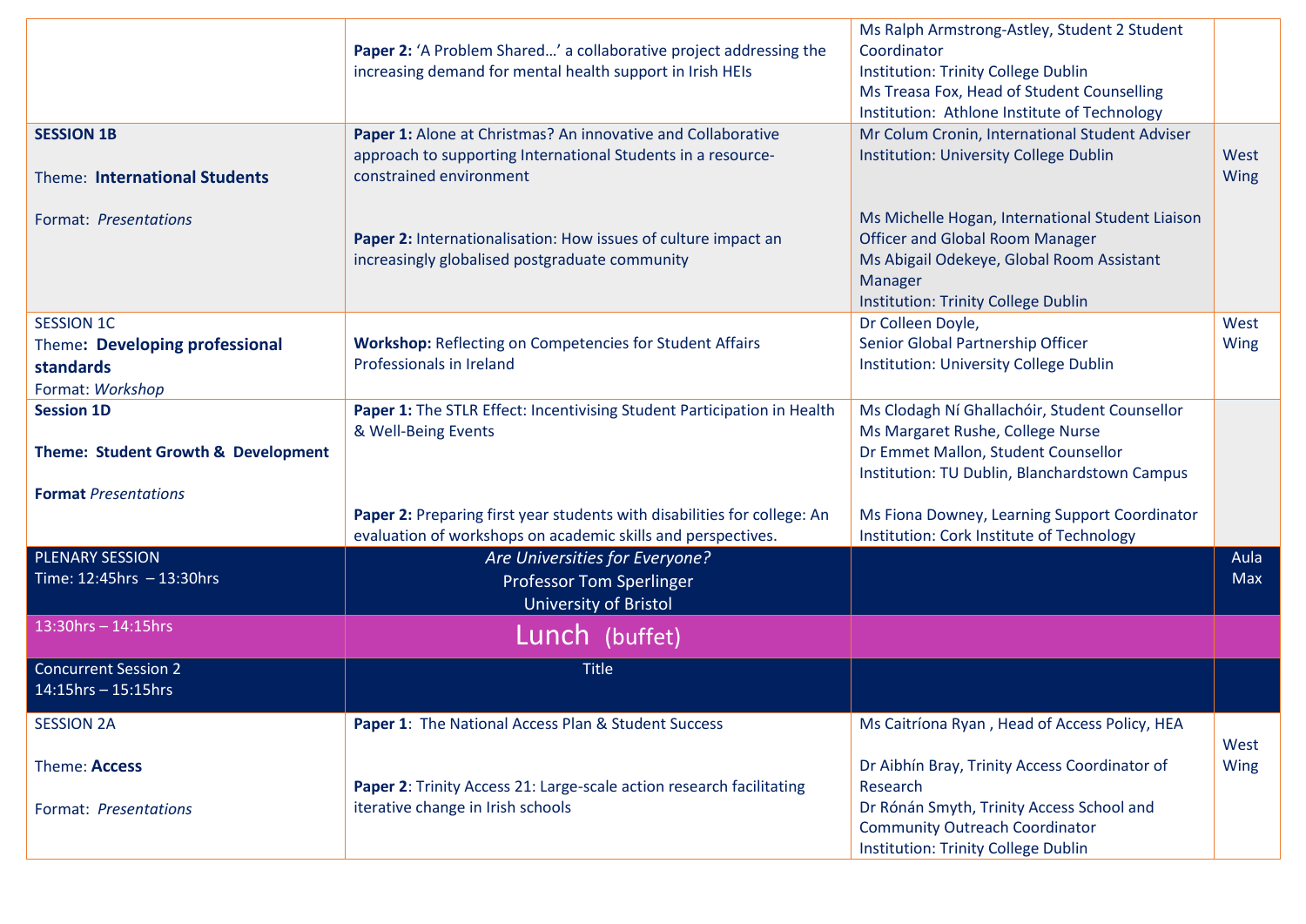| | | | |
|---|---|---|---|
| | **Paper 2:** 'A Problem Shared…' a collaborative project addressing the increasing demand for mental health support in Irish HEIs | Ms Ralph Armstrong-Astley, Student 2 Student Coordinator<br>Institution: Trinity College Dublin<br>Ms Treasa Fox, Head of Student Counselling<br>Institution: Athlone Institute of Technology | |
| **SESSION 1B**<br><br>Theme: **International Students**<br><br>Format: *Presentations* | **Paper 1:** Alone at Christmas? An innovative and Collaborative approach to supporting International Students in a resource-constrained environment<br><br>**Paper 2:** Internationalisation: How issues of culture impact an increasingly globalised postgraduate community | Mr Colum Cronin, International Student Adviser<br>Institution: University College Dublin<br><br>Ms Michelle Hogan, International Student Liaison Officer and Global Room Manager<br>Ms Abigail Odekeye, Global Room Assistant Manager<br>Institution: Trinity College Dublin | West Wing |
| SESSION 1C<br>Theme: **Developing professional standards**<br>Format: *Workshop* | **Workshop:** Reflecting on Competencies for Student Affairs Professionals in Ireland | Dr Colleen Doyle,<br>Senior Global Partnership Officer<br>Institution: University College Dublin | West Wing |
| **Session 1D**<br><br>**Theme: Student Growth & Development**<br><br>**Format** *Presentations* | **Paper 1:** The STLR Effect: Incentivising Student Participation in Health & Well-Being Events<br><br>**Paper 2:** Preparing first year students with disabilities for college: An evaluation of workshops on academic skills and perspectives. | Ms Clodagh Ní Ghallachóir, Student Counsellor<br>Ms Margaret Rushe, College Nurse<br>Dr Emmet Mallon, Student Counsellor<br>Institution: TU Dublin, Blanchardstown Campus<br><br>Ms Fiona Downey, Learning Support Coordinator<br>Institution: Cork Institute of Technology | |
| PLENARY SESSION<br>Time: 12:45hrs – 13:30hrs | *Are Universities for Everyone?*<br>Professor Tom Sperlinger<br>University of Bristol | | Aula Max |
| 13:30hrs – 14:15hrs | Lunch (buffet) | | |
| Concurrent Session 2<br>14:15hrs – 15:15hrs | Title | | |
| SESSION 2A<br><br>Theme: **Access**<br><br>Format: *Presentations* | **Paper 1**: The National Access Plan & Student Success<br><br>**Paper 2**: Trinity Access 21: Large-scale action research facilitating iterative change in Irish schools | Ms Caitríona Ryan , Head of Access Policy, HEA<br><br>Dr Aibhín Bray, Trinity Access Coordinator of Research<br>Dr Rónán Smyth, Trinity Access School and Community Outreach Coordinator<br>Institution: Trinity College Dublin | West Wing |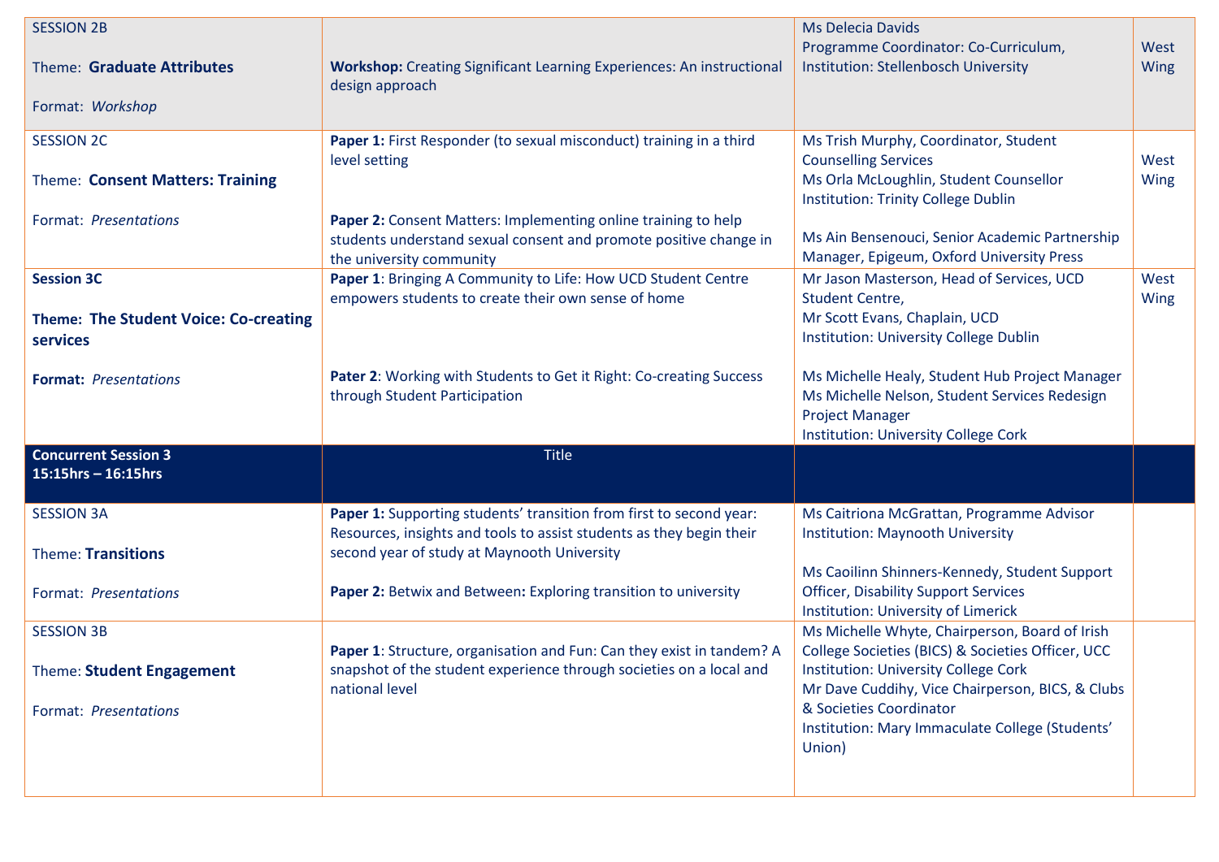| SESSION 2B<br><br>Theme: **Graduate Attributes**<br><br>Format: *Workshop* | **Workshop:** Creating Significant Learning Experiences: An instructional design approach | Ms Delecia Davids<br>Programme Coordinator: Co-Curriculum,<br>Institution: Stellenbosch University | West Wing |
|---|---|---|---|
| SESSION 2C<br><br>Theme: **Consent Matters: Training**<br><br>Format: *Presentations* | **Paper 1:** First Responder (to sexual misconduct) training in a third level setting<br><br>**Paper 2:** Consent Matters: Implementing online training to help students understand sexual consent and promote positive change in the university community | Ms Trish Murphy, Coordinator, Student Counselling Services<br>Ms Orla McLoughlin, Student Counsellor<br>Institution: Trinity College Dublin<br><br>Ms Ain Bensenouci, Senior Academic Partnership Manager, Epigeum, Oxford University Press | West Wing |
| **Session 3C**<br><br>**Theme: The Student Voice: Co-creating services**<br><br>**Format:** *Presentations* | **Paper 1**: Bringing A Community to Life: How UCD Student Centre empowers students to create their own sense of home<br><br>**Pater 2**: Working with Students to Get it Right: Co-creating Success through Student Participation | Mr Jason Masterson, Head of Services, UCD Student Centre,<br>Mr Scott Evans, Chaplain, UCD<br>Institution: University College Dublin<br><br>Ms Michelle Healy, Student Hub Project Manager<br>Ms Michelle Nelson, Student Services Redesign Project Manager<br>Institution: University College Cork | West Wing |
| **Concurrent Session 3**<br>**15:15hrs – 16:15hrs** | Title | | |
| SESSION 3A<br><br>Theme: **Transitions**<br><br>Format: *Presentations* | **Paper 1:** Supporting students' transition from first to second year: Resources, insights and tools to assist students as they begin their second year of study at Maynooth University<br><br>**Paper 2:** Betwix and Between**:** Exploring transition to university | Ms Caitriona McGrattan, Programme Advisor<br>Institution: Maynooth University<br><br>Ms Caoilinn Shinners-Kennedy, Student Support Officer, Disability Support Services<br>Institution: University of Limerick | |
| SESSION 3B<br><br>Theme: **Student Engagement**<br><br>Format: *Presentations* | **Paper 1**: Structure, organisation and Fun: Can they exist in tandem? A snapshot of the student experience through societies on a local and national level | Ms Michelle Whyte, Chairperson, Board of Irish College Societies (BICS) & Societies Officer, UCC<br>Institution: University College Cork<br>Mr Dave Cuddihy, Vice Chairperson, BICS, & Clubs & Societies Coordinator<br>Institution: Mary Immaculate College (Students' Union) | |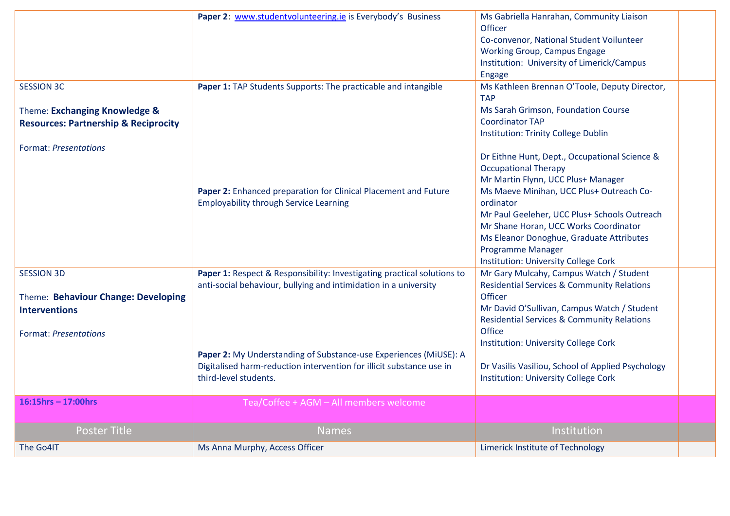| | | | |
|---|---|---|---|
| | **Paper 2**: www.studentvolunteering.ie is Everybody's Business | Ms Gabriella Hanrahan, Community Liaison Officer<br>Co-convenor, National Student Voilunteer Working Group, Campus Engage<br>Institution: University of Limerick/Campus Engage | |
| SESSION 3C<br><br>Theme: **Exchanging Knowledge & Resources: Partnership & Reciprocity**<br><br>Format: *Presentations* | **Paper 1:** TAP Students Supports: The practicable and intangible<br><br>**Paper 2:** Enhanced preparation for Clinical Placement and Future Employability through Service Learning | Ms Kathleen Brennan O'Toole, Deputy Director, TAP<br>Ms Sarah Grimson, Foundation Course Coordinator TAP<br>Institution: Trinity College Dublin<br><br>Dr Eithne Hunt, Dept., Occupational Science & Occupational Therapy<br>Mr Martin Flynn, UCC Plus+ Manager<br>Ms Maeve Minihan, UCC Plus+ Outreach Co-ordinator<br>Mr Paul Geeleher, UCC Plus+ Schools Outreach<br>Mr Shane Horan, UCC Works Coordinator<br>Ms Eleanor Donoghue, Graduate Attributes Programme Manager<br>Institution: University College Cork | |
| SESSION 3D<br><br>Theme: **Behaviour Change: Developing Interventions**<br><br>Format: *Presentations* | **Paper 1:** Respect & Responsibility: Investigating practical solutions to anti-social behaviour, bullying and intimidation in a university<br><br>**Paper 2:** My Understanding of Substance-use Experiences (MiUSE): A Digitalised harm-reduction intervention for illicit substance use in third-level students. | Mr Gary Mulcahy, Campus Watch / Student Residential Services & Community Relations Officer<br>Mr David O'Sullivan, Campus Watch / Student Residential Services & Community Relations Office<br>Institution: University College Cork<br><br>Dr Vasilis Vasiliou, School of Applied Psychology<br>Institution: University College Cork | |
| **16:15hrs – 17:00hrs** | Tea/Coffee + AGM – All members welcome | | |
| Poster Title | Names | Institution | |
| The Go4IT | Ms Anna Murphy, Access Officer | Limerick Institute of Technology | |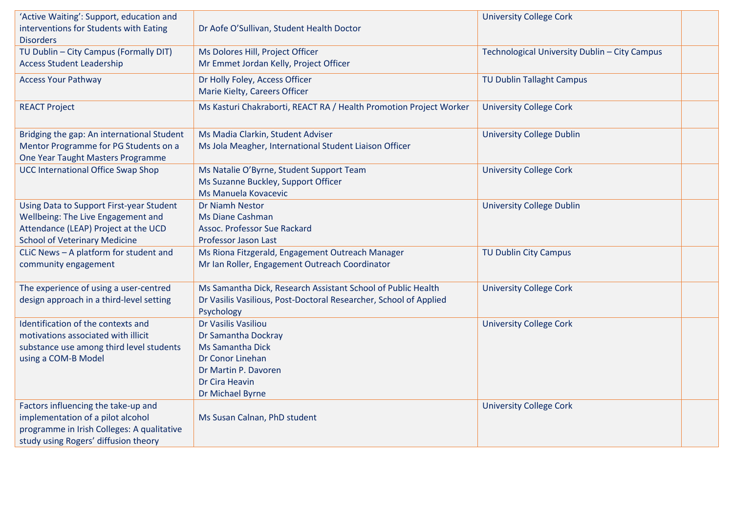| | | | |
|---|---|---|---|
| 'Active Waiting': Support, education and interventions for Students with Eating Disorders | Dr Aofe O'Sullivan, Student Health Doctor | University College Cork | |
| TU Dublin – City Campus (Formally DIT) Access Student Leadership | Ms Dolores Hill, Project Officer<br>Mr Emmet Jordan Kelly, Project Officer | Technological University Dublin – City Campus | |
| Access Your Pathway | Dr Holly Foley, Access Officer<br>Marie Kielty, Careers Officer | TU Dublin Tallaght Campus | |
| REACT Project | Ms Kasturi Chakraborti, REACT RA / Health Promotion Project Worker | University College Cork | |
| Bridging the gap: An international Student Mentor Programme for PG Students on a One Year Taught Masters Programme | Ms Madia Clarkin, Student Adviser<br>Ms Jola Meagher, International Student Liaison Officer | University College Dublin | |
| UCC International Office Swap Shop | Ms Natalie O'Byrne, Student Support Team<br>Ms Suzanne Buckley, Support Officer<br>Ms Manuela Kovacevic | University College Cork | |
| Using Data to Support First-year Student Wellbeing: The Live Engagement and Attendance (LEAP) Project at the UCD School of Veterinary Medicine | Dr Niamh Nestor<br>Ms Diane Cashman<br>Assoc. Professor Sue Rackard<br>Professor Jason Last | University College Dublin | |
| CLiC News – A platform for student and community engagement | Ms Riona Fitzgerald, Engagement Outreach Manager<br>Mr Ian Roller, Engagement Outreach Coordinator | TU Dublin City Campus | |
| The experience of using a user-centred design approach in a third-level setting | Ms Samantha Dick, Research Assistant School of Public Health<br>Dr Vasilis Vasilious, Post-Doctoral Researcher, School of Applied Psychology | University College Cork | |
| Identification of the contexts and motivations associated with illicit substance use among third level students using a COM-B Model | Dr Vasilis Vasiliou<br>Dr Samantha Dockray<br>Ms Samantha Dick<br>Dr Conor Linehan<br>Dr Martin P. Davoren<br>Dr Cira Heavin<br>Dr Michael Byrne | University College Cork | |
| Factors influencing the take-up and implementation of a pilot alcohol programme in Irish Colleges: A qualitative study using Rogers' diffusion theory | Ms Susan Calnan, PhD student | University College Cork | |